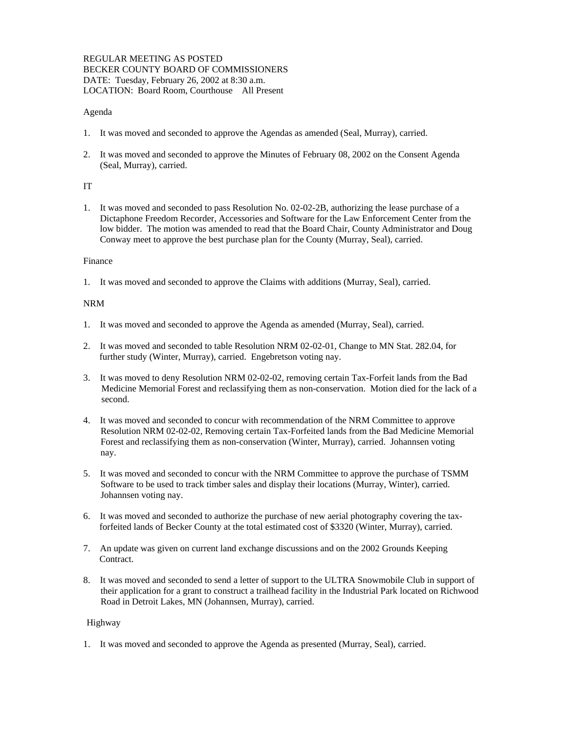REGULAR MEETING AS POSTED
BECKER COUNTY BOARD OF COMMISSIONERS
DATE: Tuesday, February 26, 2002 at 8:30 a.m.
LOCATION: Board Room, Courthouse All Present

Agenda

1. It was moved and seconded to approve the Agendas as amended (Seal, Murray), carried.

2. It was moved and seconded to approve the Minutes of February 08, 2002 on the Consent Agenda (Seal, Murray), carried.

IT

1. It was moved and seconded to pass Resolution No. 02-02-2B, authorizing the lease purchase of a Dictaphone Freedom Recorder, Accessories and Software for the Law Enforcement Center from the low bidder. The motion was amended to read that the Board Chair, County Administrator and Doug Conway meet to approve the best purchase plan for the County (Murray, Seal), carried.

Finance

1. It was moved and seconded to approve the Claims with additions (Murray, Seal), carried.

NRM

1. It was moved and seconded to approve the Agenda as amended (Murray, Seal), carried.

2. It was moved and seconded to table Resolution NRM 02-02-01, Change to MN Stat. 282.04, for further study (Winter, Murray), carried. Engebretson voting nay.

3. It was moved to deny Resolution NRM 02-02-02, removing certain Tax-Forfeit lands from the Bad Medicine Memorial Forest and reclassifying them as non-conservation. Motion died for the lack of a second.

4. It was moved and seconded to concur with recommendation of the NRM Committee to approve Resolution NRM 02-02-02, Removing certain Tax-Forfeited lands from the Bad Medicine Memorial Forest and reclassifying them as non-conservation (Winter, Murray), carried. Johannsen voting nay.

5. It was moved and seconded to concur with the NRM Committee to approve the purchase of TSMM Software to be used to track timber sales and display their locations (Murray, Winter), carried. Johannsen voting nay.

6. It was moved and seconded to authorize the purchase of new aerial photography covering the tax-forfeited lands of Becker County at the total estimated cost of $3320 (Winter, Murray), carried.

7. An update was given on current land exchange discussions and on the 2002 Grounds Keeping Contract.

8. It was moved and seconded to send a letter of support to the ULTRA Snowmobile Club in support of their application for a grant to construct a trailhead facility in the Industrial Park located on Richwood Road in Detroit Lakes, MN (Johannsen, Murray), carried.

Highway

1. It was moved and seconded to approve the Agenda as presented (Murray, Seal), carried.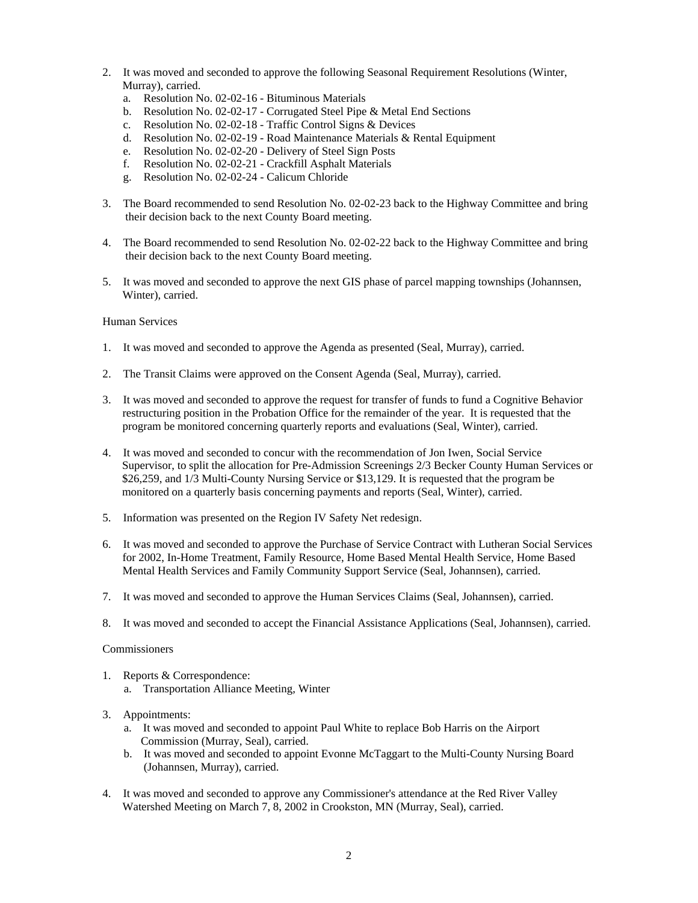2. It was moved and seconded to approve the following Seasonal Requirement Resolutions (Winter, Murray), carried.
   a. Resolution No. 02-02-16 - Bituminous Materials
   b. Resolution No. 02-02-17 - Corrugated Steel Pipe & Metal End Sections
   c. Resolution No. 02-02-18 - Traffic Control Signs & Devices
   d. Resolution No. 02-02-19 - Road Maintenance Materials & Rental Equipment
   e. Resolution No. 02-02-20 - Delivery of Steel Sign Posts
   f. Resolution No. 02-02-21 - Crackfill Asphalt Materials
   g. Resolution No. 02-02-24 - Calicum Chloride

3. The Board recommended to send Resolution No. 02-02-23 back to the Highway Committee and bring their decision back to the next County Board meeting.

4. The Board recommended to send Resolution No. 02-02-22 back to the Highway Committee and bring their decision back to the next County Board meeting.

5. It was moved and seconded to approve the next GIS phase of parcel mapping townships (Johannsen, Winter), carried.

Human Services

1. It was moved and seconded to approve the Agenda as presented (Seal, Murray), carried.

2. The Transit Claims were approved on the Consent Agenda (Seal, Murray), carried.

3. It was moved and seconded to approve the request for transfer of funds to fund a Cognitive Behavior restructuring position in the Probation Office for the remainder of the year. It is requested that the program be monitored concerning quarterly reports and evaluations (Seal, Winter), carried.

4. It was moved and seconded to concur with the recommendation of Jon Iwen, Social Service Supervisor, to split the allocation for Pre-Admission Screenings 2/3 Becker County Human Services or $26,259, and 1/3 Multi-County Nursing Service or $13,129. It is requested that the program be monitored on a quarterly basis concerning payments and reports (Seal, Winter), carried.

5. Information was presented on the Region IV Safety Net redesign.

6. It was moved and seconded to approve the Purchase of Service Contract with Lutheran Social Services for 2002, In-Home Treatment, Family Resource, Home Based Mental Health Service, Home Based Mental Health Services and Family Community Support Service (Seal, Johannsen), carried.

7. It was moved and seconded to approve the Human Services Claims (Seal, Johannsen), carried.

8. It was moved and seconded to accept the Financial Assistance Applications (Seal, Johannsen), carried.

Commissioners

1. Reports & Correspondence:
   a. Transportation Alliance Meeting, Winter

3. Appointments:
   a. It was moved and seconded to appoint Paul White to replace Bob Harris on the Airport Commission (Murray, Seal), carried.
   b. It was moved and seconded to appoint Evonne McTaggart to the Multi-County Nursing Board (Johannsen, Murray), carried.

4. It was moved and seconded to approve any Commissioner's attendance at the Red River Valley Watershed Meeting on March 7, 8, 2002 in Crookston, MN (Murray, Seal), carried.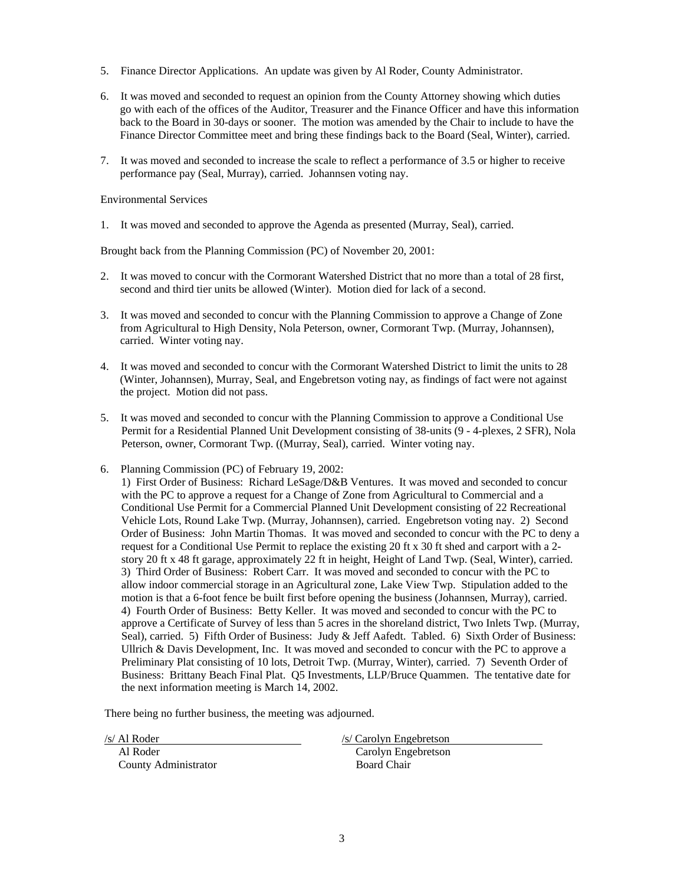5. Finance Director Applications. An update was given by Al Roder, County Administrator.

6. It was moved and seconded to request an opinion from the County Attorney showing which duties go with each of the offices of the Auditor, Treasurer and the Finance Officer and have this information back to the Board in 30-days or sooner. The motion was amended by the Chair to include to have the Finance Director Committee meet and bring these findings back to the Board (Seal, Winter), carried.

7. It was moved and seconded to increase the scale to reflect a performance of 3.5 or higher to receive performance pay (Seal, Murray), carried. Johannsen voting nay.

Environmental Services

1. It was moved and seconded to approve the Agenda as presented (Murray, Seal), carried.

Brought back from the Planning Commission (PC) of November 20, 2001:

2. It was moved to concur with the Cormorant Watershed District that no more than a total of 28 first, second and third tier units be allowed (Winter). Motion died for lack of a second.

3. It was moved and seconded to concur with the Planning Commission to approve a Change of Zone from Agricultural to High Density, Nola Peterson, owner, Cormorant Twp. (Murray, Johannsen), carried. Winter voting nay.

4. It was moved and seconded to concur with the Cormorant Watershed District to limit the units to 28 (Winter, Johannsen), Murray, Seal, and Engebretson voting nay, as findings of fact were not against the project. Motion did not pass.

5. It was moved and seconded to concur with the Planning Commission to approve a Conditional Use Permit for a Residential Planned Unit Development consisting of 38-units (9 - 4-plexes, 2 SFR), Nola Peterson, owner, Cormorant Twp. ((Murray, Seal), carried. Winter voting nay.

6. Planning Commission (PC) of February 19, 2002:
   1) First Order of Business: Richard LeSage/D&B Ventures. It was moved and seconded to concur with the PC to approve a request for a Change of Zone from Agricultural to Commercial and a Conditional Use Permit for a Commercial Planned Unit Development consisting of 22 Recreational Vehicle Lots, Round Lake Twp. (Murray, Johannsen), carried. Engebretson voting nay. 2) Second Order of Business: John Martin Thomas. It was moved and seconded to concur with the PC to deny a request for a Conditional Use Permit to replace the existing 20 ft x 30 ft shed and carport with a 2-story 20 ft x 48 ft garage, approximately 22 ft in height, Height of Land Twp. (Seal, Winter), carried. 3) Third Order of Business: Robert Carr. It was moved and seconded to concur with the PC to allow indoor commercial storage in an Agricultural zone, Lake View Twp. Stipulation added to the motion is that a 6-foot fence be built first before opening the business (Johannsen, Murray), carried. 4) Fourth Order of Business: Betty Keller. It was moved and seconded to concur with the PC to approve a Certificate of Survey of less than 5 acres in the shoreland district, Two Inlets Twp. (Murray, Seal), carried. 5) Fifth Order of Business: Judy & Jeff Aafedt. Tabled. 6) Sixth Order of Business: Ullrich & Davis Development, Inc. It was moved and seconded to concur with the PC to approve a Preliminary Plat consisting of 10 lots, Detroit Twp. (Murray, Winter), carried. 7) Seventh Order of Business: Brittany Beach Final Plat. Q5 Investments, LLP/Bruce Quammen. The tentative date for the next information meeting is March 14, 2002.

There being no further business, the meeting was adjourned.

/s/ Al Roder
Al Roder
County Administrator

/s/ Carolyn Engebretson
Carolyn Engebretson
Board Chair